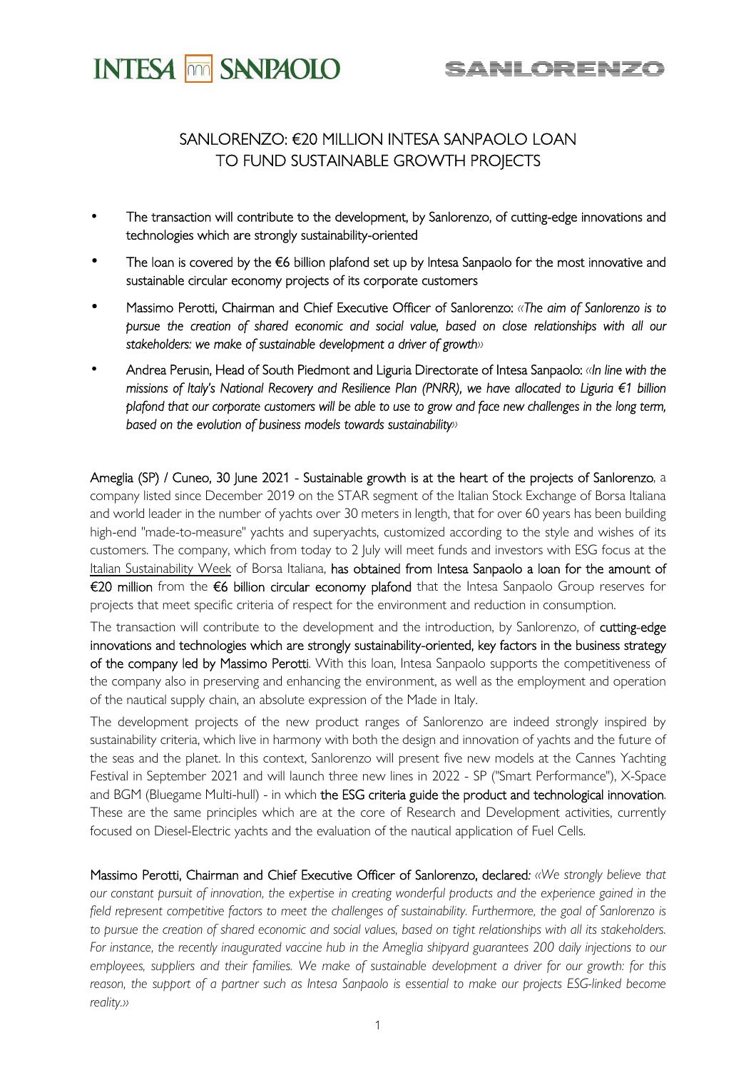INTESA SANPAOLO

SANLORENZO

# SANLORENZO: €20 MILLION INTESA SANPAOLO LOAN TO FUND SUSTAINABLE GROWTH PROJECTS

- The transaction will contribute to the development, by Sanlorenzo, of cutting-edge innovations and technologies which are strongly sustainability-oriented
- The loan is covered by the €6 billion plafond set up by Intesa Sanpaolo for the most innovative and sustainable circular economy projects of its corporate customers
- Massimo Perotti, Chairman and Chief Executive Officer of Sanlorenzo: *«The aim of Sanlorenzo is to pursue the creation of shared economic and social value, based on close relationships with all our stakeholders: we make of sustainable development a driver of growth»*
- Andrea Perusin, Head of South Piedmont and Liguria Directorate of Intesa Sanpaolo: *«In line with the missions of Italy's National Recovery and Resilience Plan (PNRR), we have allocated to Liguria €1 billion plafond that our corporate customers will be able to use to grow and face new challenges in the long term, based on the evolution of business models towards sustainability»*

Ameglia (SP) / Cuneo, 30 June 2021 - Sustainable growth is at the heart of the projects of Sanlorenzo, a company listed since December 2019 on the STAR segment of the Italian Stock Exchange of Borsa Italiana and world leader in the number of yachts over 30 meters in length, that for over 60 years has been building high-end "made-to-measure" yachts and superyachts, customized according to the style and wishes of its customers. The company, which from today to 2 July will meet funds and investors with ESG focus at the Italian Sustainability Week of Borsa Italiana, **has obtained from Intesa Sanpaolo a loan for the amount of €20 million** from the **€6 billion circular economy plafond** that the Intesa Sanpaolo Group reserves for projects that meet specific criteria of respect for the environment and reduction in consumption.

The transaction will contribute to the development and the introduction, by Sanlorenzo, of **cutting-edge innovations and technologies which are strongly sustainability-oriented, key factors in the business strategy of the company led by Massimo Perotti**. With this loan, Intesa Sanpaolo supports the competitiveness of the company also in preserving and enhancing the environment, as well as the employment and operation of the nautical supply chain, an absolute expression of the Made in Italy.

The development projects of the new product ranges of Sanlorenzo are indeed strongly inspired by sustainability criteria, which live in harmony with both the design and innovation of yachts and the future of the seas and the planet. In this context, Sanlorenzo will present five new models at the Cannes Yachting Festival in September 2021 and will launch three new lines in 2022 - SP ("Smart Performance"), X-Space and BGM (Bluegame Multi-hull) - in which **the ESG criteria guide the product and technological innovation**. These are the same principles which are at the core of Research and Development activities, currently focused on Diesel-Electric yachts and the evaluation of the nautical application of Fuel Cells.

Massimo Perotti, Chairman and Chief Executive Officer of Sanlorenzo, declared: *«We strongly believe that our constant pursuit of innovation, the expertise in creating wonderful products and the experience gained in the field represent competitive factors to meet the challenges of sustainability. Furthermore, the goal of Sanlorenzo is to pursue the creation of shared economic and social values, based on tight relationships with all its stakeholders. For instance, the recently inaugurated vaccine hub in the Ameglia shipyard guarantees 200 daily injections to our employees, suppliers and their families. We make of sustainable development a driver for our growth: for this reason, the support of a partner such as Intesa Sanpaolo is essential to make our projects ESG-linked become reality.»*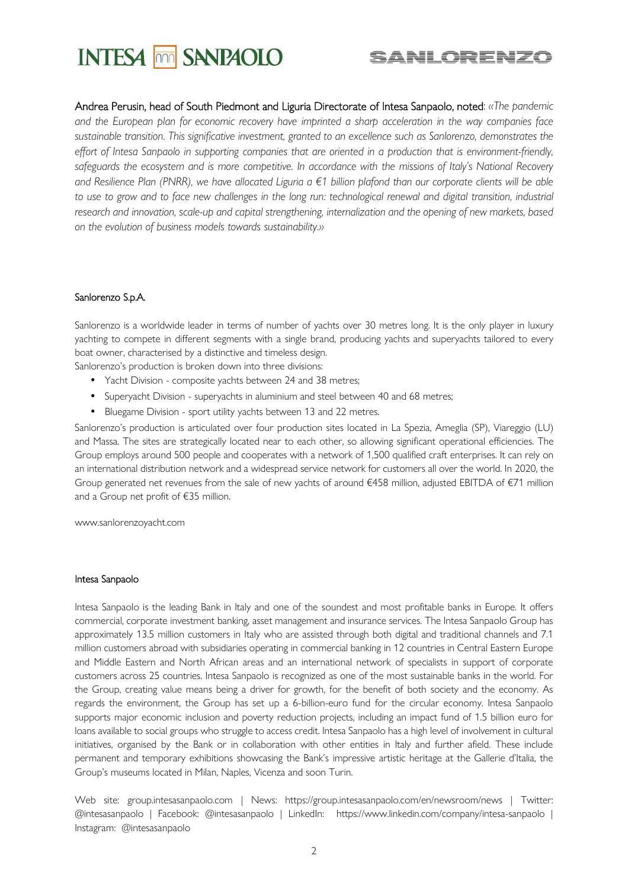Andrea Perusin, head of South Piedmont and Liguria Directorate of Intesa Sanpaolo, noted: *«The pandemic and the European plan for economic recovery have imprinted a sharp acceleration in the way companies face sustainable transition. This significative investment, granted to an excellence such as Sanlorenzo, demonstrates the effort of Intesa Sanpaolo in supporting companies that are oriented in a production that is environment-friendly, safeguards the ecosystem and is more competitive. In accordance with the missions of Italy's National Recovery and Resilience Plan (PNRR), we have allocated Liguria a €1 billion plafond than our corporate clients will be able to use to grow and to face new challenges in the long run: technological renewal and digital transition, industrial research and innovation, scale-up and capital strengthening, internalization and the opening of new markets, based on the evolution of business models towards sustainability.»*

## Sanlorenzo S.p.A.

Sanlorenzo is a worldwide leader in terms of number of yachts over 30 metres long. It is the only player in luxury yachting to compete in different segments with a single brand, producing yachts and superyachts tailored to every boat owner, characterised by a distinctive and timeless design.

Sanlorenzo's production is broken down into three divisions:

- Yacht Division - composite yachts between 24 and 38 metres;
- Superyacht Division - superyachts in aluminium and steel between 40 and 68 metres;
- Bluegame Division - sport utility yachts between 13 and 22 metres.

Sanlorenzo's production is articulated over four production sites located in La Spezia, Ameglia (SP), Viareggio (LU) and Massa. The sites are strategically located near to each other, so allowing significant operational efficiencies. The Group employs around 500 people and cooperates with a network of 1,500 qualified craft enterprises. It can rely on an international distribution network and a widespread service network for customers all over the world. In 2020, the Group generated net revenues from the sale of new yachts of around €458 million, adjusted EBITDA of €71 million and a Group net profit of €35 million.

www.sanlorenzoyacht.com

## Intesa Sanpaolo

Intesa Sanpaolo is the leading Bank in Italy and one of the soundest and most profitable banks in Europe. It offers commercial, corporate investment banking, asset management and insurance services. The Intesa Sanpaolo Group has approximately 13.5 million customers in Italy who are assisted through both digital and traditional channels and 7.1 million customers abroad with subsidiaries operating in commercial banking in 12 countries in Central Eastern Europe and Middle Eastern and North African areas and an international network of specialists in support of corporate customers across 25 countries. Intesa Sanpaolo is recognized as one of the most sustainable banks in the world. For the Group, creating value means being a driver for growth, for the benefit of both society and the economy. As regards the environment, the Group has set up a 6-billion-euro fund for the circular economy. Intesa Sanpaolo supports major economic inclusion and poverty reduction projects, including an impact fund of 1.5 billion euro for loans available to social groups who struggle to access credit. Intesa Sanpaolo has a high level of involvement in cultural initiatives, organised by the Bank or in collaboration with other entities in Italy and further afield. These include permanent and temporary exhibitions showcasing the Bank's impressive artistic heritage at the Gallerie d'Italia, the Group's museums located in Milan, Naples, Vicenza and soon Turin.

Web site: group.intesasanpaolo.com | News: https://group.intesasanpaolo.com/en/newsroom/news | Twitter: @intesasanpaolo | Facebook: @intesasanpaolo | LinkedIn: https://www.linkedin.com/company/intesa-sanpaolo | Instagram: @intesasanpaolo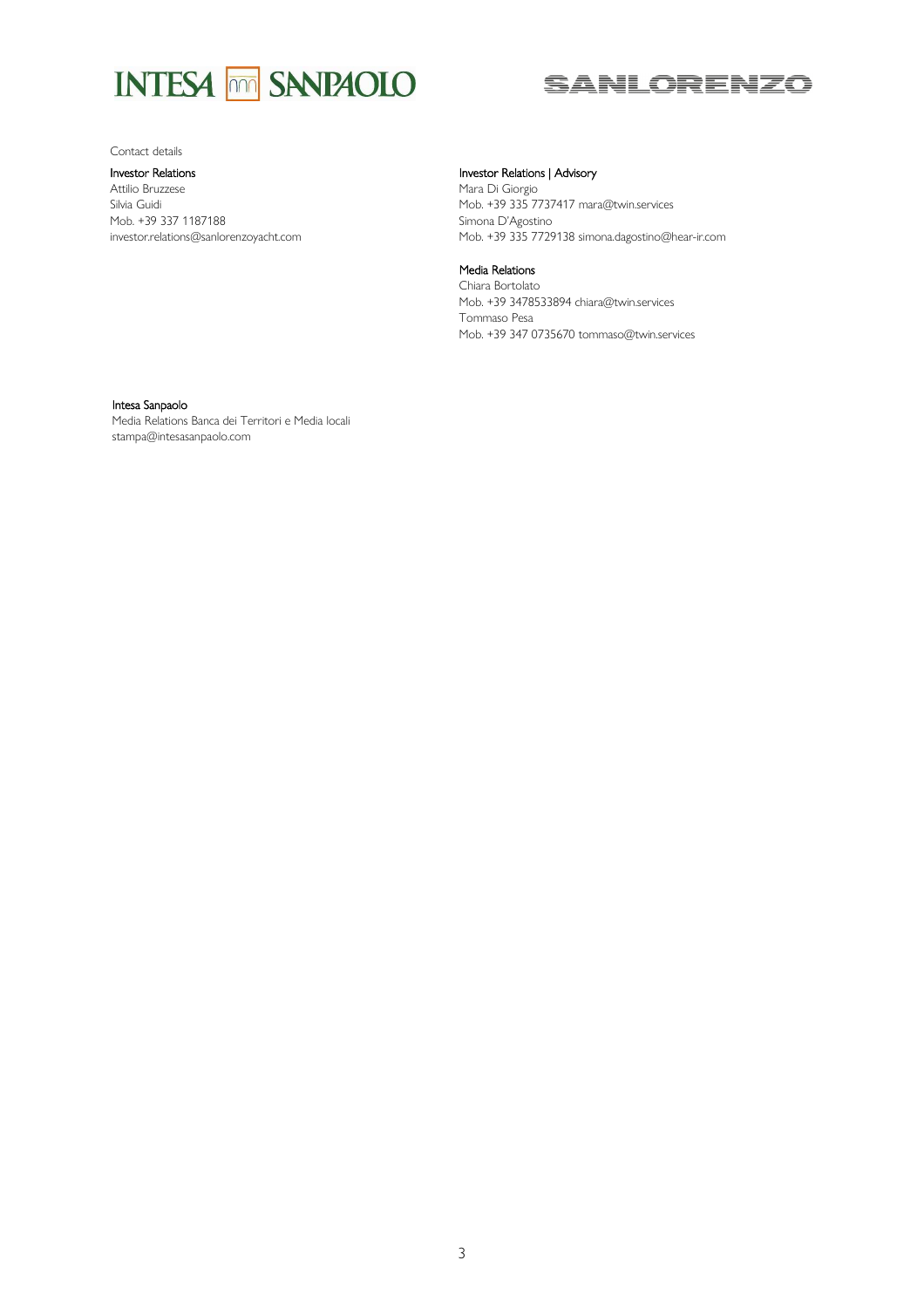Contact details

**Investor Relations**
Attilio Bruzzese
Silvia Guidi
Mob. +39 337 1187188
investor.relations@sanlorenzoyacht.com

**Investor Relations | Advisory**
Mara Di Giorgio
Mob. +39 335 7737417 mara@twin.services
Simona D'Agostino
Mob. +39 335 7729138 simona.dagostino@hear-ir.com

**Media Relations**
Chiara Bortolato
Mob. +39 3478533894 chiara@twin.services
Tommaso Pesa
Mob. +39 347 0735670 tommaso@twin.services

**Intesa Sanpaolo**
Media Relations Banca dei Territori e Media locali
stampa@intesasanpaolo.com